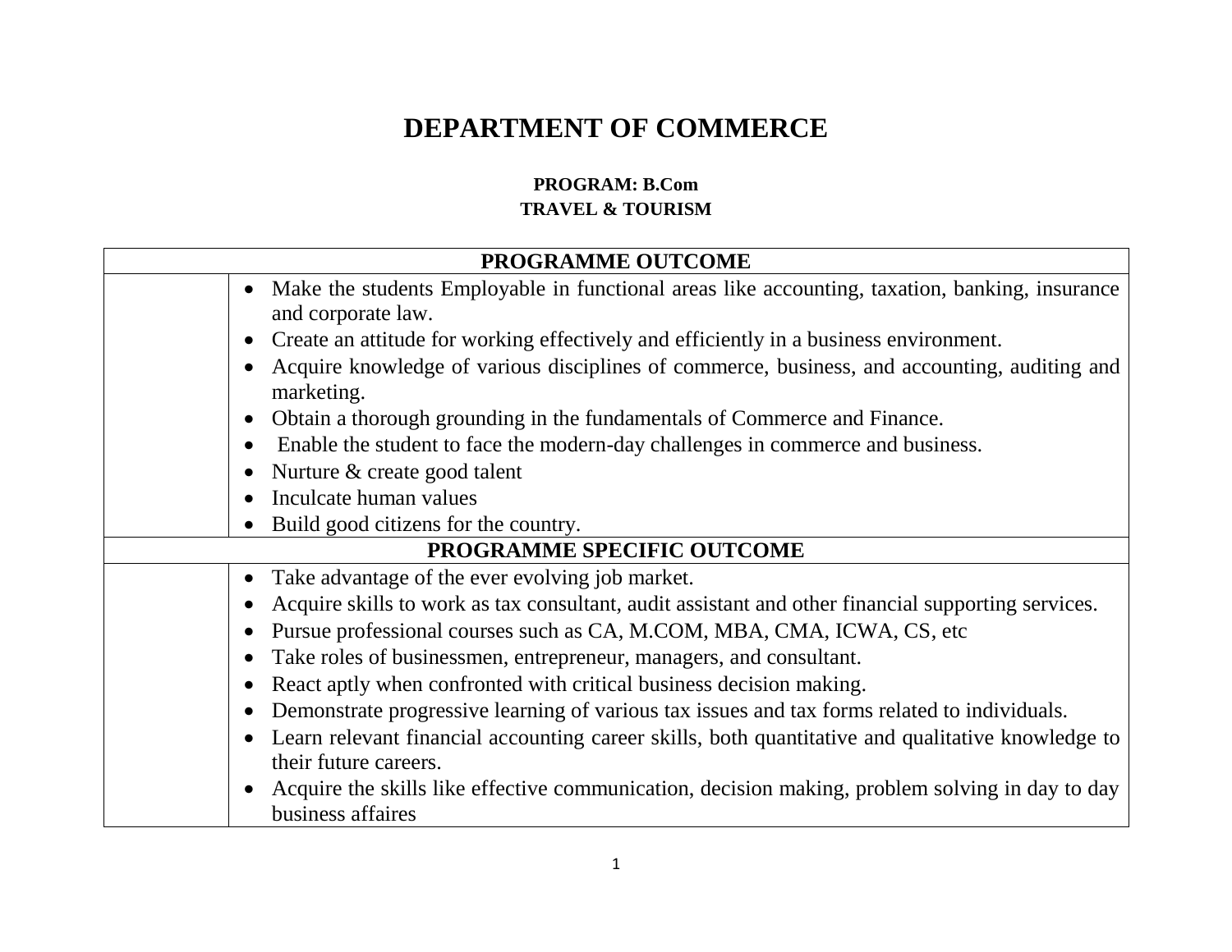# DEPARTMENT OF COMMERCE

**PROGRAM: B.Com**
**TRAVEL & TOURISM**

| PROGRAMME OUTCOME | |
|---|---|
| | • Make the students Employable in functional areas like accounting, taxation, banking, insurance and corporate law.<br>• Create an attitude for working effectively and efficiently in a business environment.<br>• Acquire knowledge of various disciplines of commerce, business, and accounting, auditing and marketing.<br>• Obtain a thorough grounding in the fundamentals of Commerce and Finance.<br>• Enable the student to face the modern-day challenges in commerce and business.<br>• Nurture & create good talent<br>• Inculcate human values<br>• Build good citizens for the country. |
| **PROGRAMME SPECIFIC OUTCOME** | |
| | • Take advantage of the ever evolving job market.<br>• Acquire skills to work as tax consultant, audit assistant and other financial supporting services.<br>• Pursue professional courses such as CA, M.COM, MBA, CMA, ICWA, CS, etc<br>• Take roles of businessmen, entrepreneur, managers, and consultant.<br>• React aptly when confronted with critical business decision making.<br>• Demonstrate progressive learning of various tax issues and tax forms related to individuals.<br>• Learn relevant financial accounting career skills, both quantitative and qualitative knowledge to their future careers.<br>• Acquire the skills like effective communication, decision making, problem solving in day to day business affaires |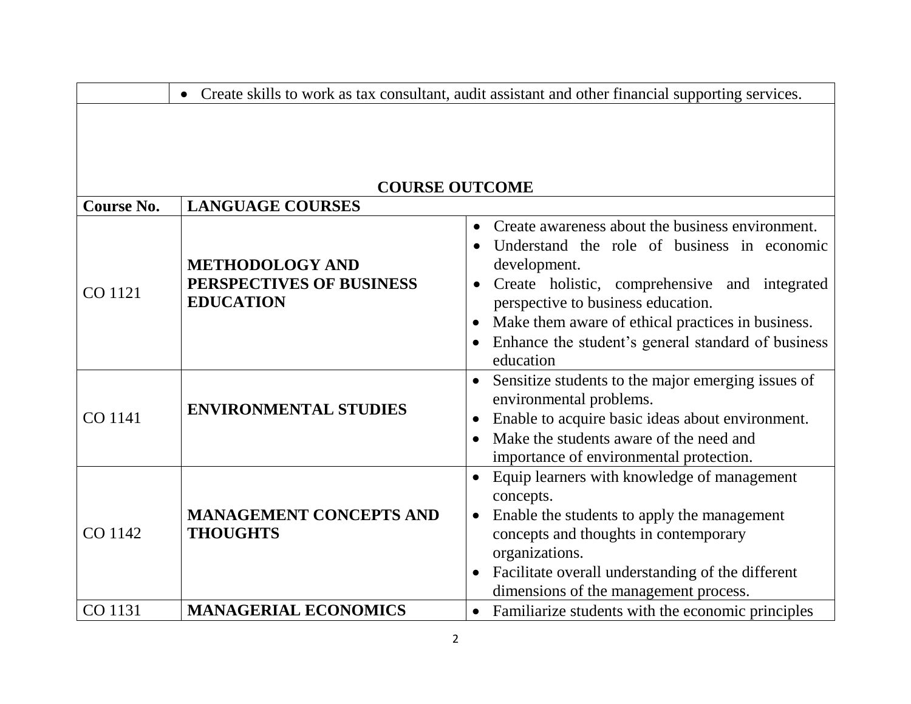| | • Create skills to work as tax consultant, audit assistant and other financial supporting services. |
|---|---|

**COURSE OUTCOME**

| Course No. | LANGUAGE COURSES | |
|---|---|---|
| CO 1121 | **METHODOLOGY AND PERSPECTIVES OF BUSINESS EDUCATION** | • Create awareness about the business environment.<br>• Understand the role of business in economic development.<br>• Create holistic, comprehensive and integrated perspective to business education.<br>• Make them aware of ethical practices in business.<br>• Enhance the student's general standard of business education |
| CO 1141 | **ENVIRONMENTAL STUDIES** | • Sensitize students to the major emerging issues of environmental problems.<br>• Enable to acquire basic ideas about environment.<br>• Make the students aware of the need and importance of environmental protection. |
| CO 1142 | **MANAGEMENT CONCEPTS AND THOUGHTS** | • Equip learners with knowledge of management concepts.<br>• Enable the students to apply the management concepts and thoughts in contemporary organizations.<br>• Facilitate overall understanding of the different dimensions of the management process. |
| CO 1131 | **MANAGERIAL ECONOMICS** | • Familiarize students with the economic principles |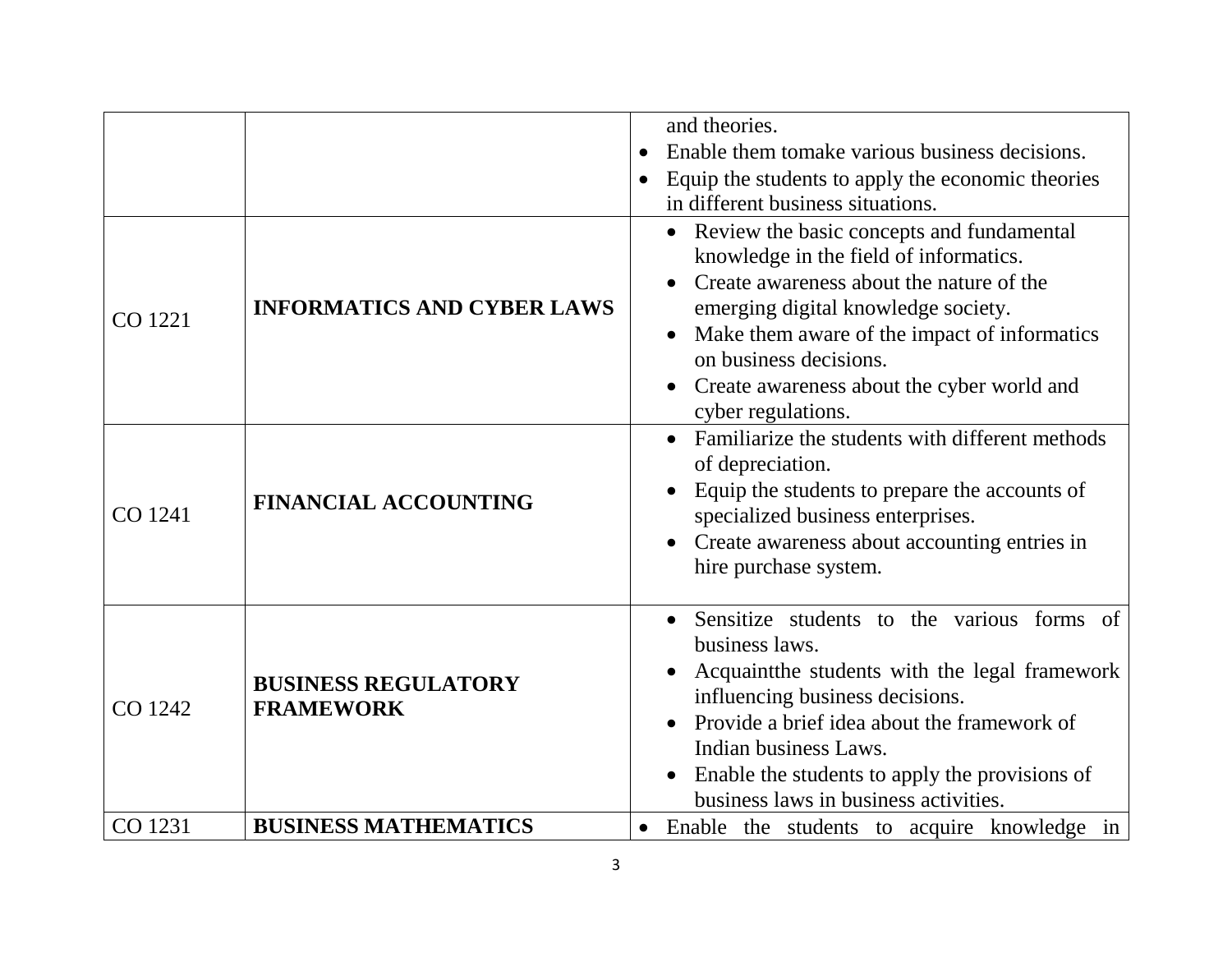| | | |
|---|---|---|
| | | and theories.<br>• Enable them tomake various business decisions.<br>• Equip the students to apply the economic theories in different business situations. |
| CO 1221 | **INFORMATICS AND CYBER LAWS** | • Review the basic concepts and fundamental knowledge in the field of informatics.<br>• Create awareness about the nature of the emerging digital knowledge society.<br>• Make them aware of the impact of informatics on business decisions.<br>• Create awareness about the cyber world and cyber regulations. |
| CO 1241 | **FINANCIAL ACCOUNTING** | • Familiarize the students with different methods of depreciation.<br>• Equip the students to prepare the accounts of specialized business enterprises.<br>• Create awareness about accounting entries in hire purchase system. |
| CO 1242 | **BUSINESS REGULATORY FRAMEWORK** | • Sensitize students to the various forms of business laws.<br>• Acquaintthe students with the legal framework influencing business decisions.<br>• Provide a brief idea about the framework of Indian business Laws.<br>• Enable the students to apply the provisions of business laws in business activities. |
| CO 1231 | **BUSINESS MATHEMATICS** | • Enable the students to acquire knowledge in |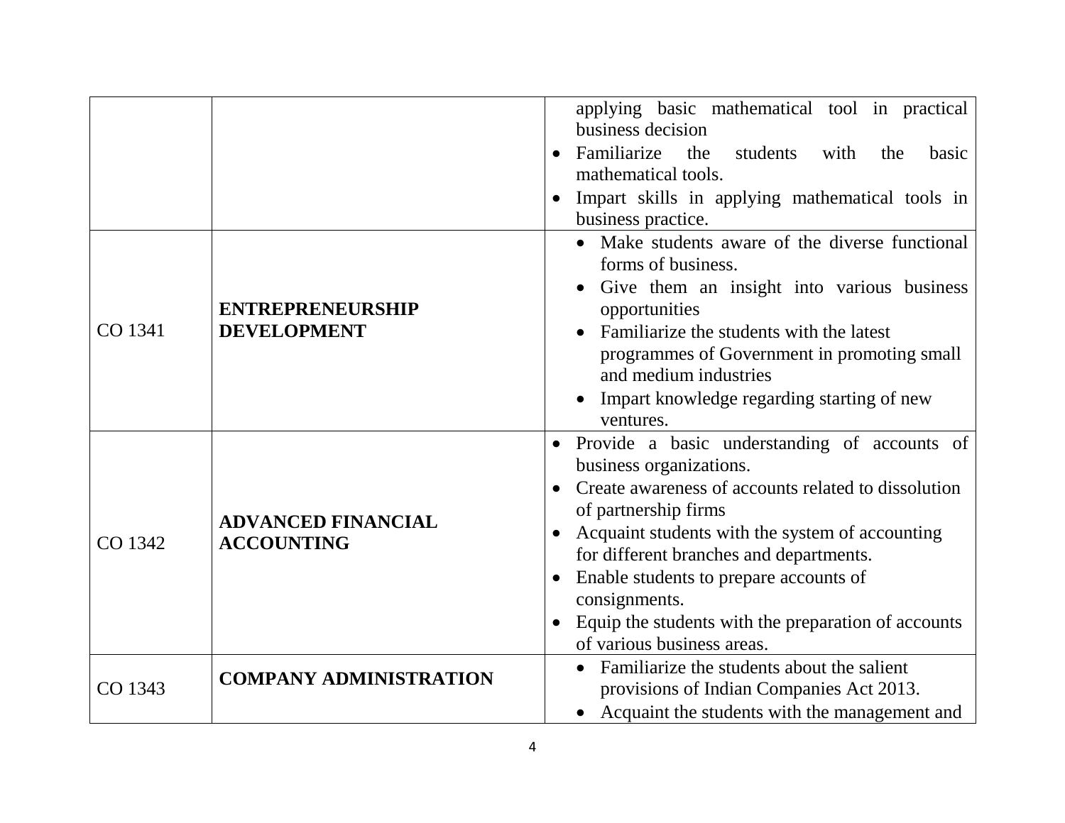| | | |
|---|---|---|
| | | applying basic mathematical tool in practical business decision<br>• Familiarize the students with the basic mathematical tools.<br>• Impart skills in applying mathematical tools in business practice. |
| CO 1341 | **ENTREPRENEURSHIP DEVELOPMENT** | • Make students aware of the diverse functional forms of business.<br>• Give them an insight into various business opportunities<br>• Familiarize the students with the latest programmes of Government in promoting small and medium industries<br>• Impart knowledge regarding starting of new ventures. |
| CO 1342 | **ADVANCED FINANCIAL ACCOUNTING** | • Provide a basic understanding of accounts of business organizations.<br>• Create awareness of accounts related to dissolution of partnership firms<br>• Acquaint students with the system of accounting for different branches and departments.<br>• Enable students to prepare accounts of consignments.<br>• Equip the students with the preparation of accounts of various business areas. |
| CO 1343 | **COMPANY ADMINISTRATION** | • Familiarize the students about the salient provisions of Indian Companies Act 2013.<br>• Acquaint the students with the management and |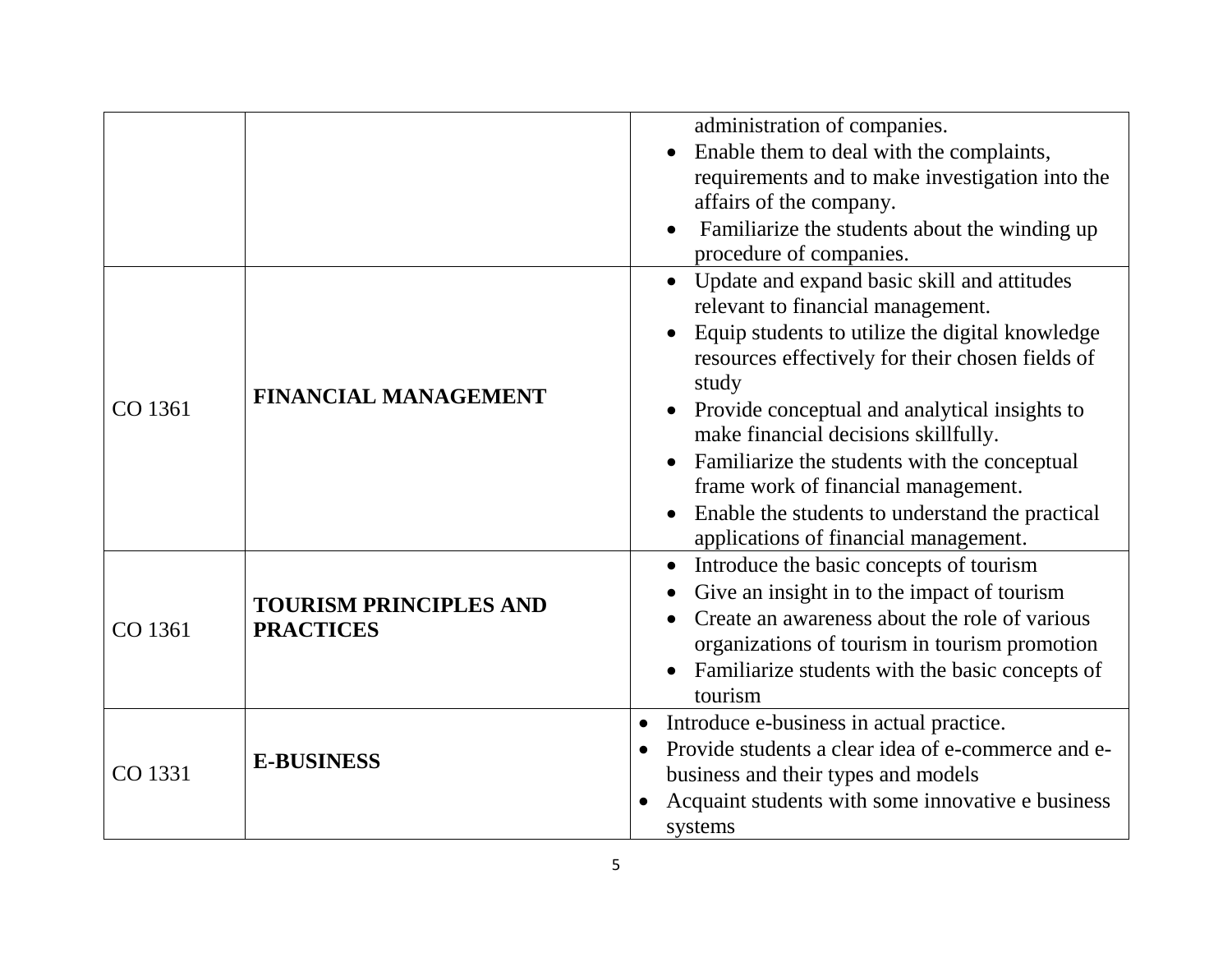| | | |
|---|---|---|
| | | administration of companies.<br>• Enable them to deal with the complaints, requirements and to make investigation into the affairs of the company.<br>• Familiarize the students about the winding up procedure of companies. |
| CO 1361 | **FINANCIAL MANAGEMENT** | • Update and expand basic skill and attitudes relevant to financial management.<br>• Equip students to utilize the digital knowledge resources effectively for their chosen fields of study<br>• Provide conceptual and analytical insights to make financial decisions skillfully.<br>• Familiarize the students with the conceptual frame work of financial management.<br>• Enable the students to understand the practical applications of financial management. |
| CO 1361 | **TOURISM PRINCIPLES AND PRACTICES** | • Introduce the basic concepts of tourism<br>• Give an insight in to the impact of tourism<br>• Create an awareness about the role of various organizations of tourism in tourism promotion<br>• Familiarize students with the basic concepts of tourism |
| CO 1331 | **E-BUSINESS** | • Introduce e-business in actual practice.<br>• Provide students a clear idea of e-commerce and e-business and their types and models<br>• Acquaint students with some innovative e business systems |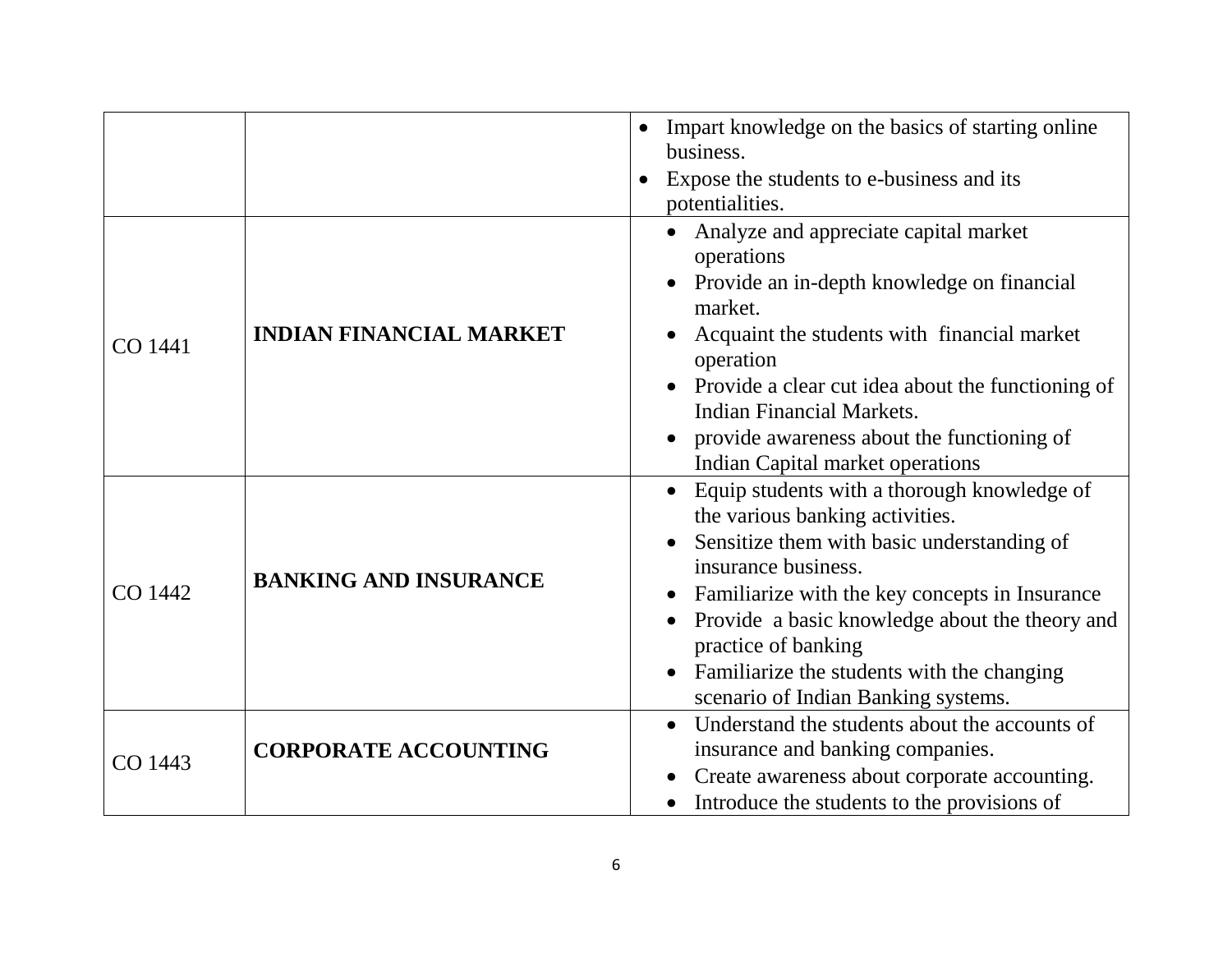|  |  |  |
|---|---|---|
|  |  | • Impart knowledge on the basics of starting online business.<br>• Expose the students to e-business and its potentialities. |
| CO 1441 | **INDIAN FINANCIAL MARKET** | • Analyze and appreciate capital market operations<br>• Provide an in-depth knowledge on financial market.<br>• Acquaint the students with financial market operation<br>• Provide a clear cut idea about the functioning of Indian Financial Markets.<br>• provide awareness about the functioning of Indian Capital market operations |
| CO 1442 | **BANKING AND INSURANCE** | • Equip students with a thorough knowledge of the various banking activities.<br>• Sensitize them with basic understanding of insurance business.<br>• Familiarize with the key concepts in Insurance<br>• Provide a basic knowledge about the theory and practice of banking<br>• Familiarize the students with the changing scenario of Indian Banking systems. |
| CO 1443 | **CORPORATE ACCOUNTING** | • Understand the students about the accounts of insurance and banking companies.<br>• Create awareness about corporate accounting.<br>• Introduce the students to the provisions of |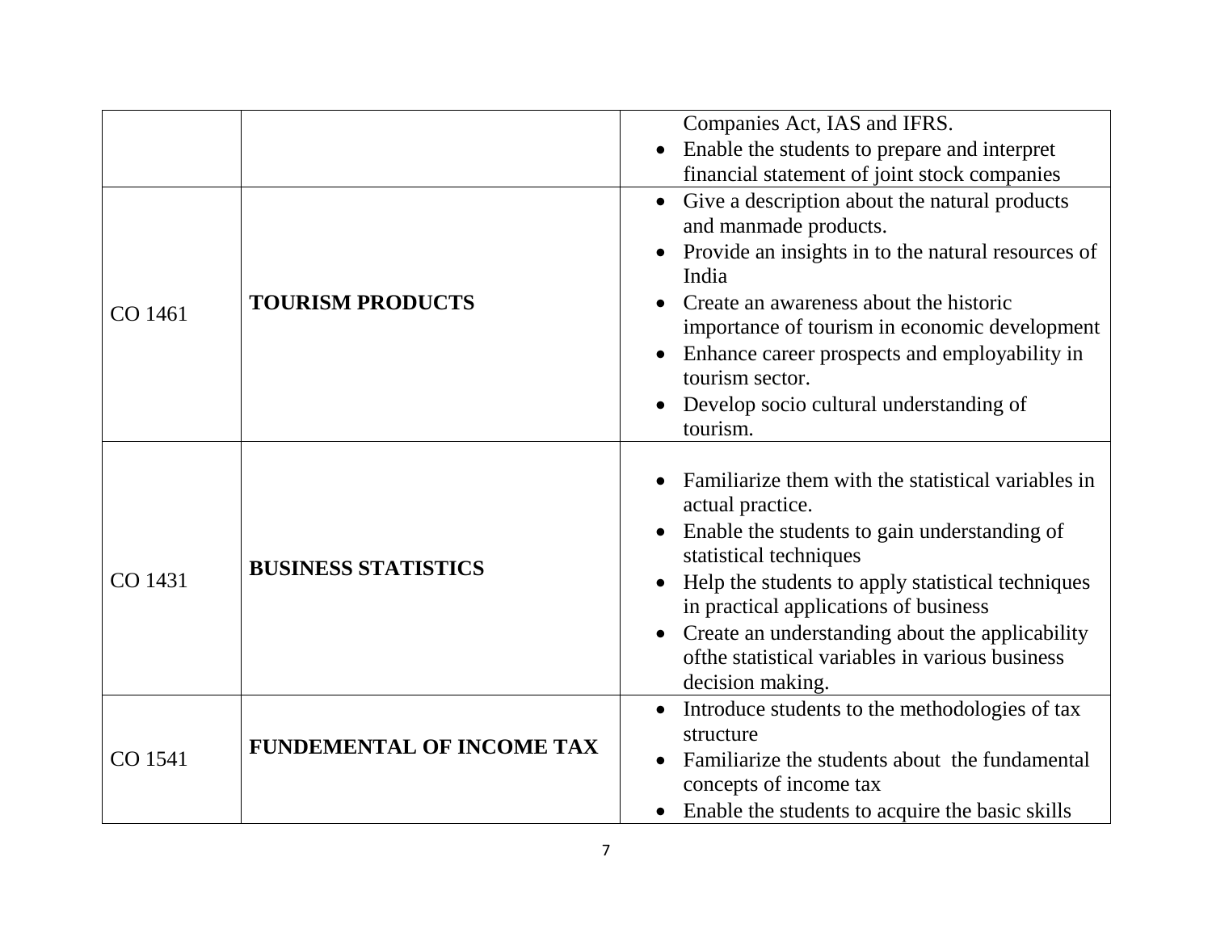| | | |
|---|---|---|
| | | Companies Act, IAS and IFRS.<br>• Enable the students to prepare and interpret financial statement of joint stock companies |
| CO 1461 | **TOURISM PRODUCTS** | • Give a description about the natural products and manmade products.<br>• Provide an insights in to the natural resources of India<br>• Create an awareness about the historic importance of tourism in economic development<br>• Enhance career prospects and employability in tourism sector.<br>• Develop socio cultural understanding of tourism. |
| CO 1431 | **BUSINESS STATISTICS** | • Familiarize them with the statistical variables in actual practice.<br>• Enable the students to gain understanding of statistical techniques<br>• Help the students to apply statistical techniques in practical applications of business<br>• Create an understanding about the applicability ofthe statistical variables in various business decision making. |
| CO 1541 | **FUNDEMENTAL OF INCOME TAX** | • Introduce students to the methodologies of tax structure<br>• Familiarize the students about the fundamental concepts of income tax<br>• Enable the students to acquire the basic skills |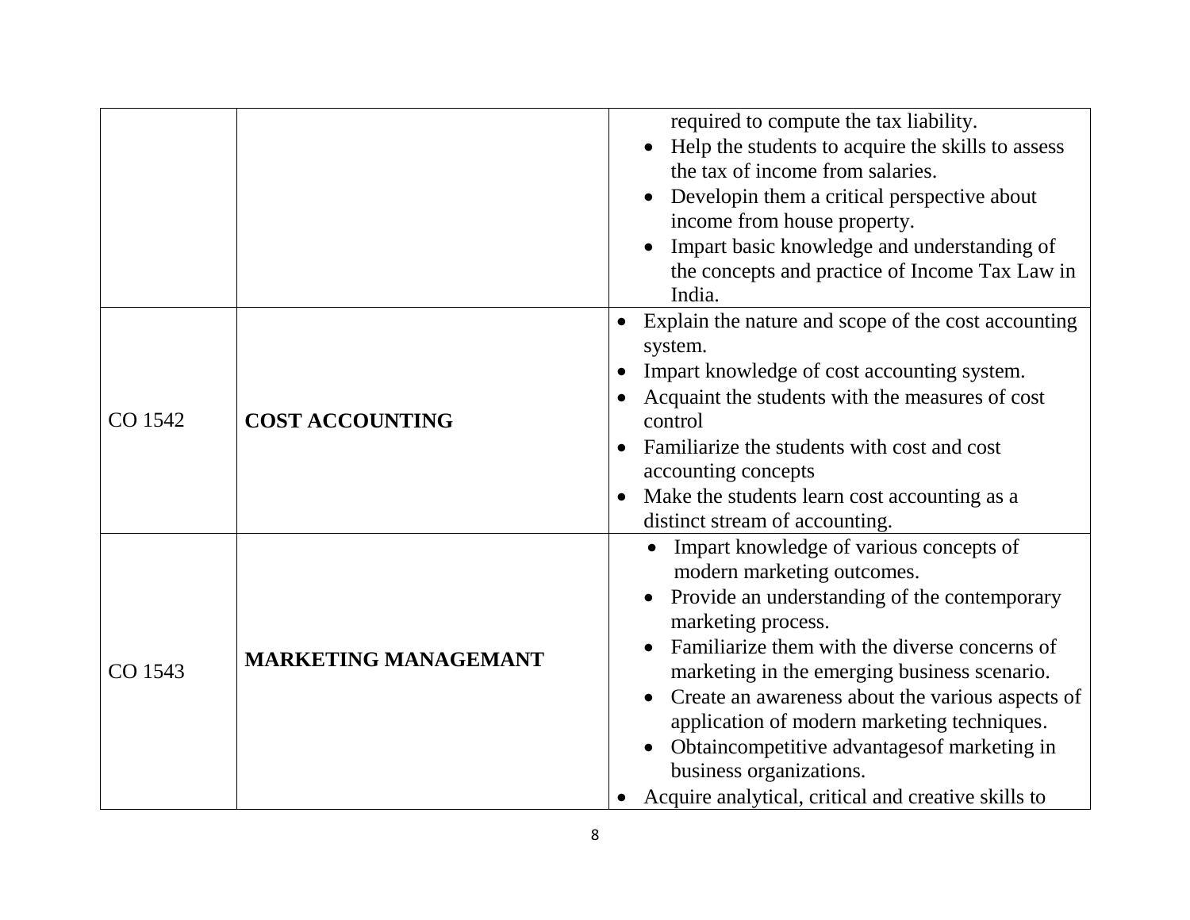| | | |
|---|---|---|
| | | required to compute the tax liability.<br>• Help the students to acquire the skills to assess the tax of income from salaries.<br>• Developin them a critical perspective about income from house property.<br>• Impart basic knowledge and understanding of the concepts and practice of Income Tax Law in India. |
| CO 1542 | **COST ACCOUNTING** | • Explain the nature and scope of the cost accounting system.<br>• Impart knowledge of cost accounting system.<br>• Acquaint the students with the measures of cost control<br>• Familiarize the students with cost and cost accounting concepts<br>• Make the students learn cost accounting as a distinct stream of accounting. |
| CO 1543 | **MARKETING MANAGEMANT** | • Impart knowledge of various concepts of modern marketing outcomes.<br>• Provide an understanding of the contemporary marketing process.<br>• Familiarize them with the diverse concerns of marketing in the emerging business scenario.<br>• Create an awareness about the various aspects of application of modern marketing techniques.<br>• Obtaincompetitive advantagesof marketing in business organizations.<br>• Acquire analytical, critical and creative skills to |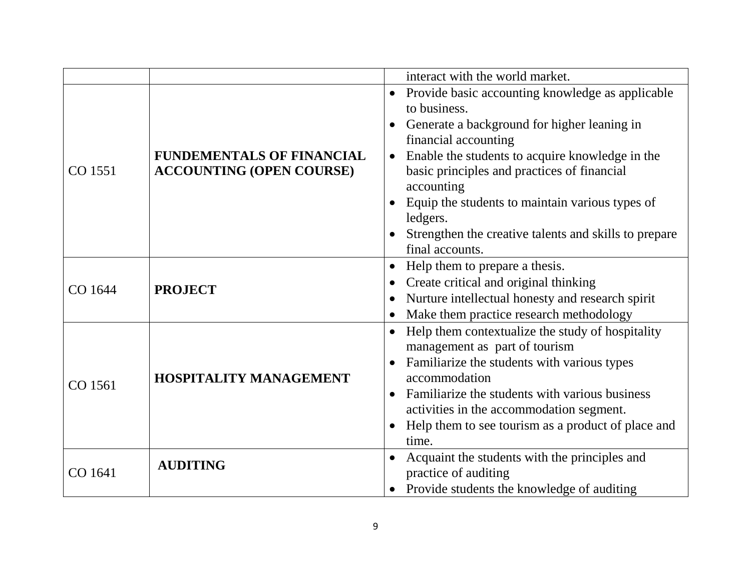| | | |
|---|---|---|
| | | interact with the world market. |
| CO 1551 | **FUNDEMENTALS OF FINANCIAL ACCOUNTING (OPEN COURSE)** | • Provide basic accounting knowledge as applicable to business.<br>• Generate a background for higher leaning in financial accounting<br>• Enable the students to acquire knowledge in the basic principles and practices of financial accounting<br>• Equip the students to maintain various types of ledgers.<br>• Strengthen the creative talents and skills to prepare final accounts. |
| CO 1644 | **PROJECT** | • Help them to prepare a thesis.<br>• Create critical and original thinking<br>• Nurture intellectual honesty and research spirit<br>• Make them practice research methodology |
| CO 1561 | **HOSPITALITY MANAGEMENT** | • Help them contextualize the study of hospitality management as part of tourism<br>• Familiarize the students with various types accommodation<br>• Familiarize the students with various business activities in the accommodation segment.<br>• Help them to see tourism as a product of place and time. |
| CO 1641 | **AUDITING** | • Acquaint the students with the principles and practice of auditing<br>• Provide students the knowledge of auditing |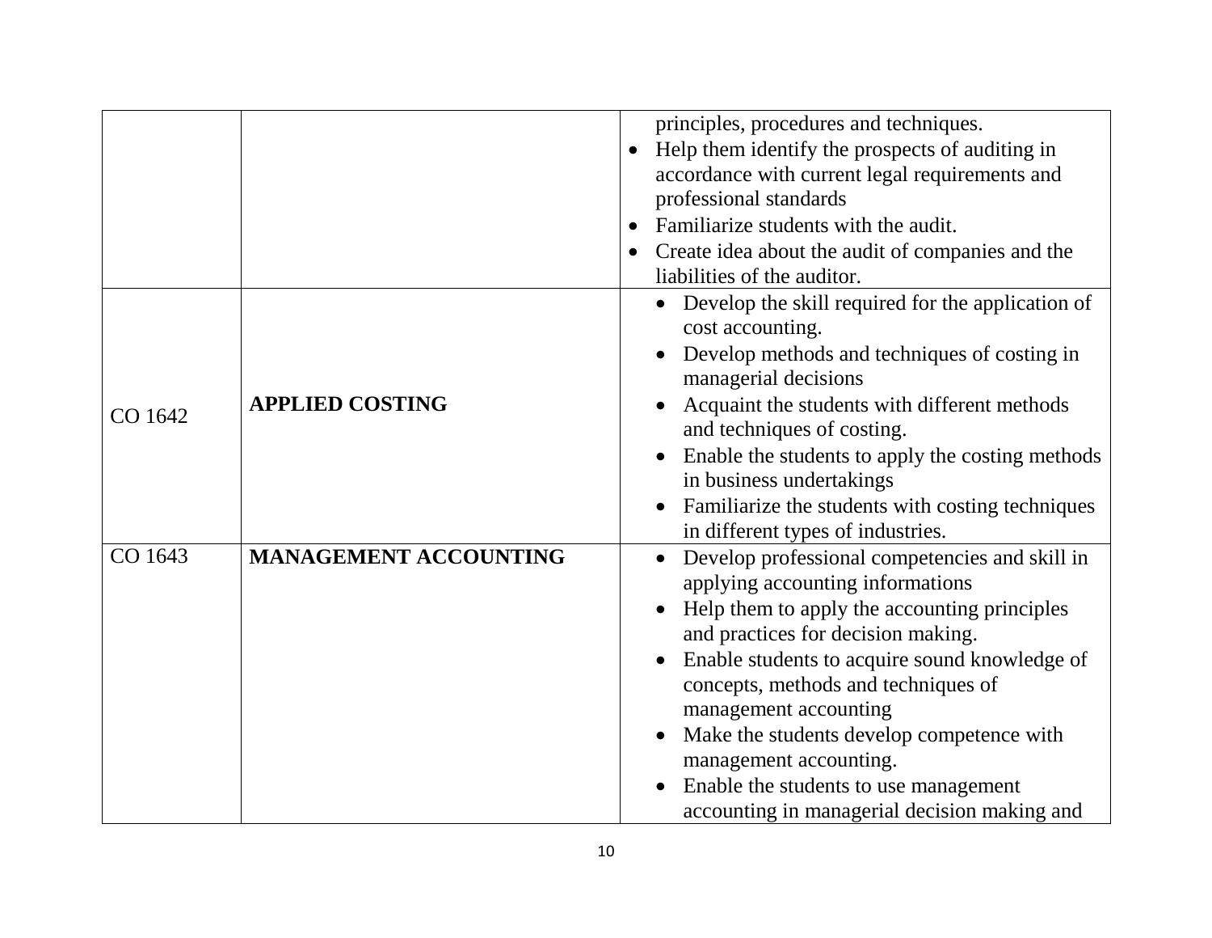| | | |
|---|---|---|
| | | principles, procedures and techniques.<br>• Help them identify the prospects of auditing in accordance with current legal requirements and professional standards<br>• Familiarize students with the audit.<br>• Create idea about the audit of companies and the liabilities of the auditor. |
| CO 1642 | **APPLIED COSTING** | • Develop the skill required for the application of cost accounting.<br>• Develop methods and techniques of costing in managerial decisions<br>• Acquaint the students with different methods and techniques of costing.<br>• Enable the students to apply the costing methods in business undertakings<br>• Familiarize the students with costing techniques in different types of industries. |
| CO 1643 | **MANAGEMENT ACCOUNTING** | • Develop professional competencies and skill in applying accounting informations<br>• Help them to apply the accounting principles and practices for decision making.<br>• Enable students to acquire sound knowledge of concepts, methods and techniques of management accounting<br>• Make the students develop competence with management accounting.<br>• Enable the students to use management accounting in managerial decision making and |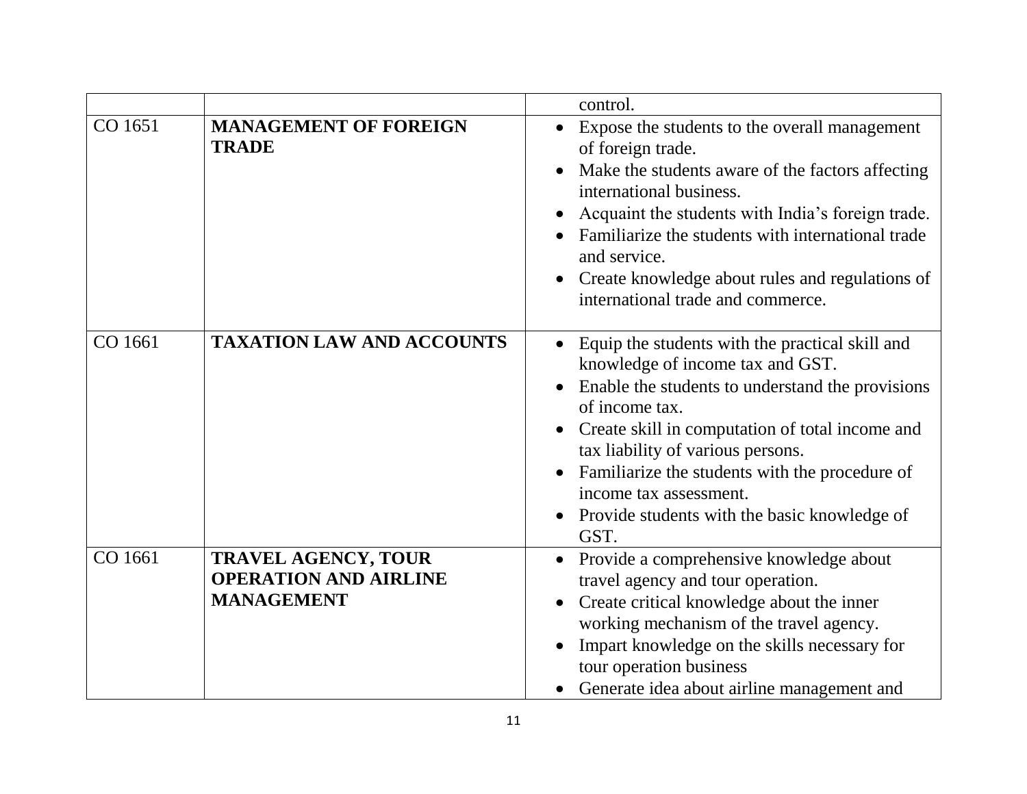|  |  |  |
|---|---|---|
|  |  | control. |
| CO 1651 | **MANAGEMENT OF FOREIGN TRADE** | • Expose the students to the overall management of foreign trade.<br>• Make the students aware of the factors affecting international business.<br>• Acquaint the students with India's foreign trade.<br>• Familiarize the students with international trade and service.<br>• Create knowledge about rules and regulations of international trade and commerce. |
| CO 1661 | **TAXATION LAW AND ACCOUNTS** | • Equip the students with the practical skill and knowledge of income tax and GST.<br>• Enable the students to understand the provisions of income tax.<br>• Create skill in computation of total income and tax liability of various persons.<br>• Familiarize the students with the procedure of income tax assessment.<br>• Provide students with the basic knowledge of GST. |
| CO 1661 | **TRAVEL AGENCY, TOUR OPERATION AND AIRLINE MANAGEMENT** | • Provide a comprehensive knowledge about travel agency and tour operation.<br>• Create critical knowledge about the inner working mechanism of the travel agency.<br>• Impart knowledge on the skills necessary for tour operation business<br>• Generate idea about airline management and |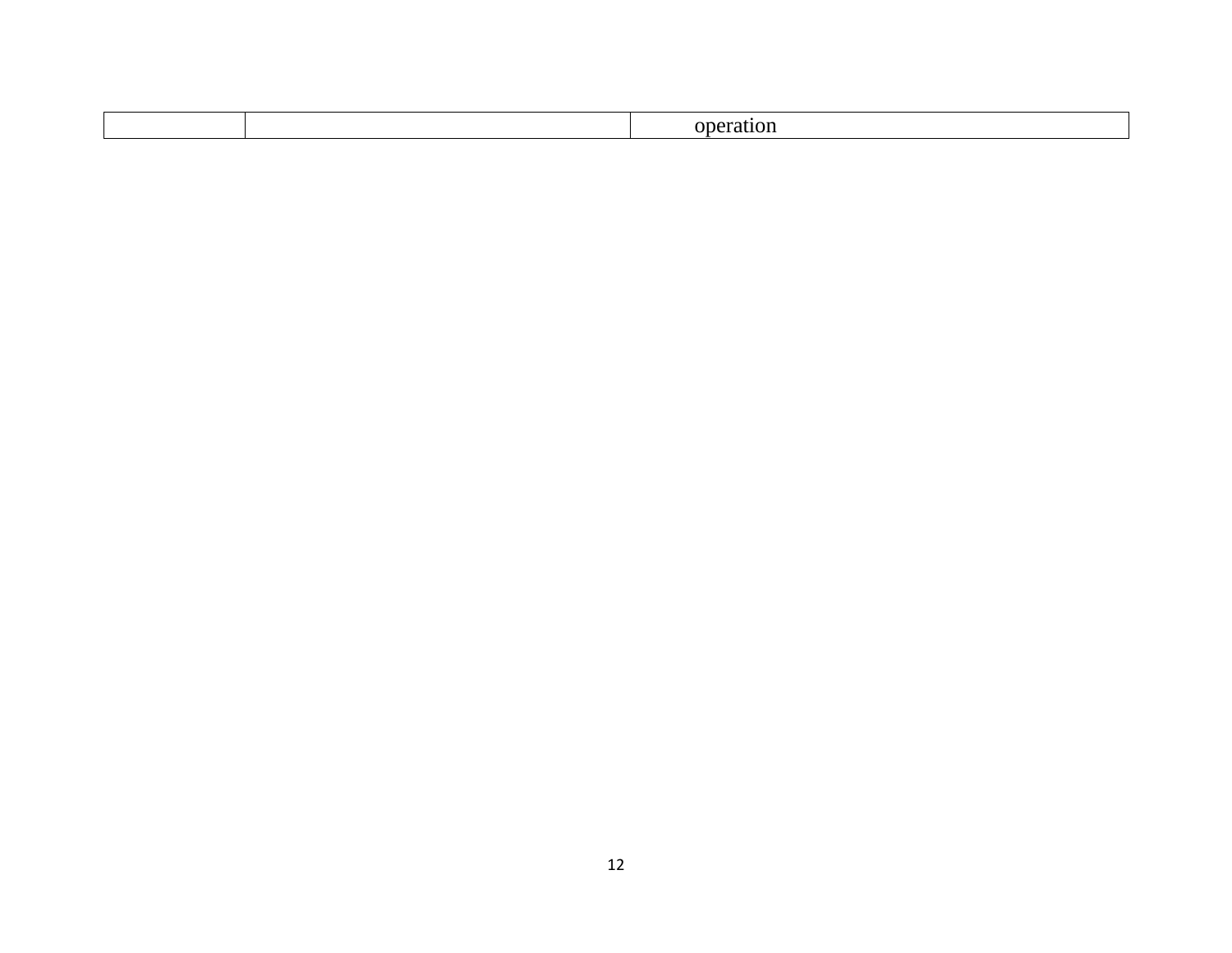| | | |
|---|---|---|
| | | operation |